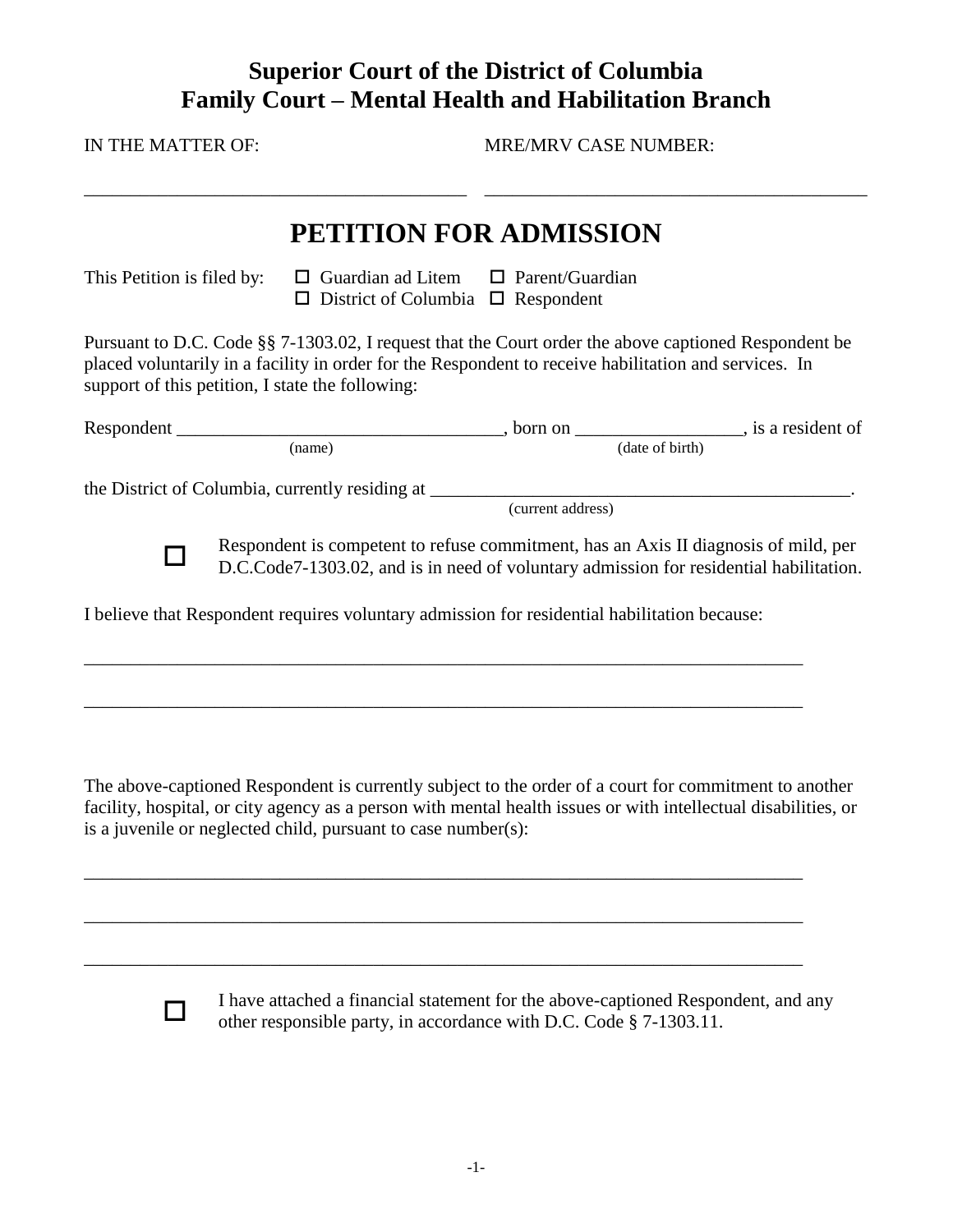## Superior Court of the District of Columbia
## Family Court – Mental Health and Habilitation Branch

IN THE MATTER OF: ________________________________________

MRE/MRV CASE NUMBER: ________________________________________

# PETITION FOR ADMISSION

This Petition is filed by: ☐ Guardian ad Litem ☐ Parent/Guardian ☐ District of Columbia ☐ Respondent

Pursuant to D.C. Code §§ 7-1303.02, I request that the Court order the above captioned Respondent be placed voluntarily in a facility in order for the Respondent to receive habilitation and services. In support of this petition, I state the following:

Respondent ___________________________________ (name), born on __________________ (date of birth), is a resident of the District of Columbia, currently residing at ______________________________________________ (current address).

☐ Respondent is competent to refuse commitment, has an Axis II diagnosis of mild, per D.C.Code7-1303.02, and is in need of voluntary admission for residential habilitation.

I believe that Respondent requires voluntary admission for residential habilitation because:

______________________________________________________________________________

______________________________________________________________________________

The above-captioned Respondent is currently subject to the order of a court for commitment to another facility, hospital, or city agency as a person with mental health issues or with intellectual disabilities, or is a juvenile or neglected child, pursuant to case number(s):

______________________________________________________________________________

______________________________________________________________________________

______________________________________________________________________________

☐ I have attached a financial statement for the above-captioned Respondent, and any other responsible party, in accordance with D.C. Code § 7-1303.11.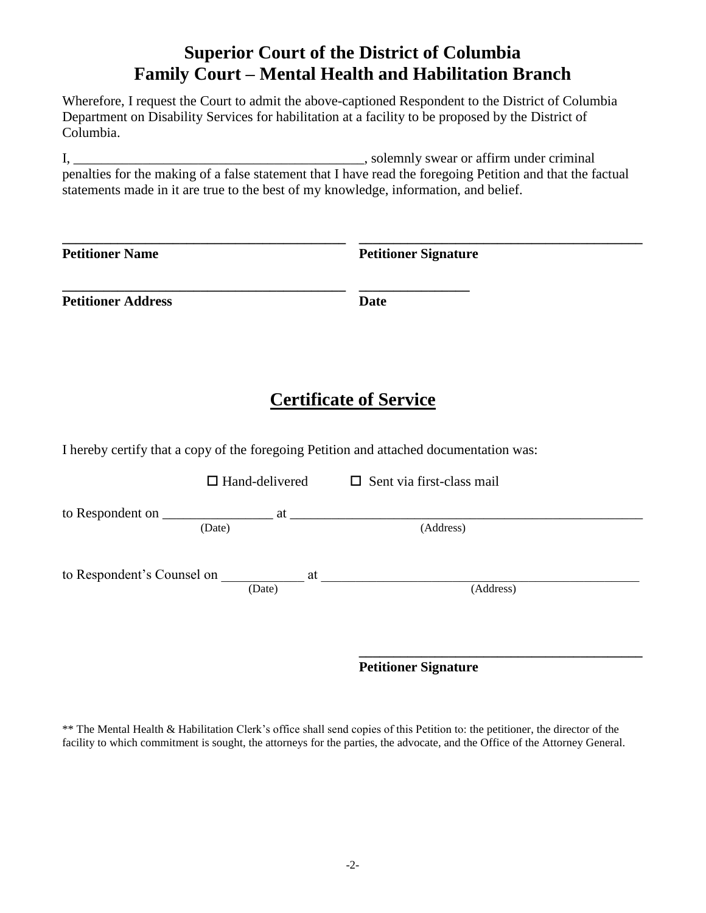# Superior Court of the District of Columbia
# Family Court – Mental Health and Habilitation Branch

Wherefore, I request the Court to admit the above-captioned Respondent to the District of Columbia Department on Disability Services for habilitation at a facility to be proposed by the District of Columbia.

I, ___________________________________________, solemnly swear or affirm under criminal penalties for the making of a false statement that I have read the foregoing Petition and that the factual statements made in it are true to the best of my knowledge, information, and belief.

| | |
|---|---|
| ______________________________________ | ______________________________________ |
| **Petitioner Name** | **Petitioner Signature** |
| ______________________________________ | ________________ |
| **Petitioner Address** | **Date** |

## Certificate of Service

I hereby certify that a copy of the foregoing Petition and attached documentation was:

☐ Hand-delivered ☐ Sent via first-class mail

to Respondent on ________________ at __________________________________________________
(Date) (Address)

to Respondent's Counsel on ____________ at _______________________________________________
(Date) (Address)

______________________________________
**Petitioner Signature**

** The Mental Health & Habilitation Clerk's office shall send copies of this Petition to: the petitioner, the director of the facility to which commitment is sought, the attorneys for the parties, the advocate, and the Office of the Attorney General.